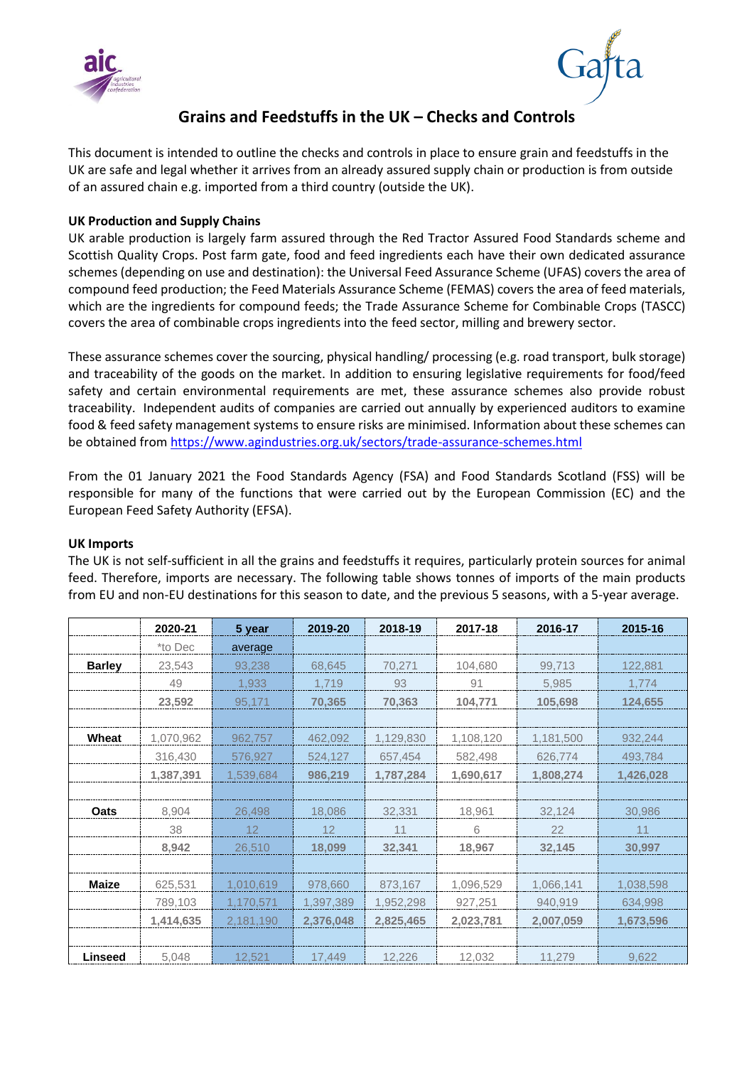# Grains and Feedstuffs in the UK – Checks and Controls

This document is intended to outline the checks and controls in place to ensure grain and feedstuffs in the UK are safe and legal whether it arrives from an already assured supply chain or production is from outside of an assured chain e.g. imported from a third country (outside the UK).

### UK Production and Supply Chains

UK arable production is largely farm assured through the Red Tractor Assured Food Standards scheme and Scottish Quality Crops. Post farm gate, food and feed ingredients each have their own dedicated assurance schemes (depending on use and destination): the Universal Feed Assurance Scheme (UFAS) covers the area of compound feed production; the Feed Materials Assurance Scheme (FEMAS) covers the area of feed materials, which are the ingredients for compound feeds; the Trade Assurance Scheme for Combinable Crops (TASCC) covers the area of combinable crops ingredients into the feed sector, milling and brewery sector.

These assurance schemes cover the sourcing, physical handling/ processing (e.g. road transport, bulk storage) and traceability of the goods on the market. In addition to ensuring legislative requirements for food/feed safety and certain environmental requirements are met, these assurance schemes also provide robust traceability. Independent audits of companies are carried out annually by experienced auditors to examine food & feed safety management systems to ensure risks are minimised. Information about these schemes can be obtained from https://www.agindustries.org.uk/sectors/trade-assurance-schemes.html

From the 01 January 2021 the Food Standards Agency (FSA) and Food Standards Scotland (FSS) will be responsible for many of the functions that were carried out by the European Commission (EC) and the European Feed Safety Authority (EFSA).

### UK Imports

The UK is not self-sufficient in all the grains and feedstuffs it requires, particularly protein sources for animal feed. Therefore, imports are necessary. The following table shows tonnes of imports of the main products from EU and non-EU destinations for this season to date, and the previous 5 seasons, with a 5-year average.

| | 2020-21 | 5 year | 2019-20 | 2018-19 | 2017-18 | 2016-17 | 2015-16 |
|---|---|---|---|---|---|---|---|
| | *to Dec | average | | | | | |
| **Barley** | 23,543 | 93,238 | 68,645 | 70,271 | 104,680 | 99,713 | 122,881 |
| | 49 | 1,933 | 1,719 | 93 | 91 | 5,985 | 1,774 |
| | **23,592** | 95,171 | **70,365** | **70,363** | **104,771** | **105,698** | **124,655** |
| | | | | | | | |
| **Wheat** | 1,070,962 | 962,757 | 462,092 | 1,129,830 | 1,108,120 | 1,181,500 | 932,244 |
| | 316,430 | 576,927 | 524,127 | 657,454 | 582,498 | 626,774 | 493,784 |
| | **1,387,391** | 1,539,684 | **986,219** | **1,787,284** | **1,690,617** | **1,808,274** | **1,426,028** |
| | | | | | | | |
| **Oats** | 8,904 | 26,498 | 18,086 | 32,331 | 18,961 | 32,124 | 30,986 |
| | 38 | 12 | 12 | 11 | 6 | 22 | 11 |
| | **8,942** | 26,510 | **18,099** | **32,341** | **18,967** | **32,145** | **30,997** |
| | | | | | | | |
| **Maize** | 625,531 | 1,010,619 | 978,660 | 873,167 | 1,096,529 | 1,066,141 | 1,038,598 |
| | 789,103 | 1,170,571 | 1,397,389 | 1,952,298 | 927,251 | 940,919 | 634,998 |
| | **1,414,635** | 2,181,190 | **2,376,048** | **2,825,465** | **2,023,781** | **2,007,059** | **1,673,596** |
| | | | | | | | |
| **Linseed** | 5,048 | 12,521 | 17,449 | 12,226 | 12,032 | 11,279 | 9,622 |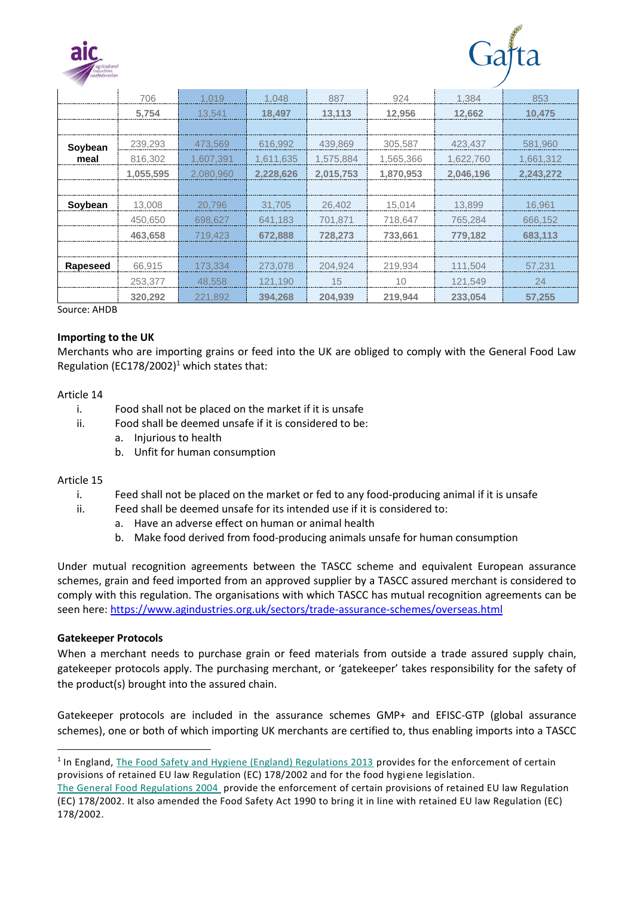| | | | | | | | |
|---|---|---|---|---|---|---|---|
| | 706 | 1,019 | 1,048 | 887 | 924 | 1,384 | 853 |
| | **5,754** | **13,541** | **18,497** | **13,113** | **12,956** | **12,662** | **10,475** |
| | | | | | | | |
| **Soybean meal** | 239,293 | 473,569 | 616,992 | 439,869 | 305,587 | 423,437 | 581,960 |
| | 816,302 | 1,607,391 | 1,611,635 | 1,575,884 | 1,565,366 | 1,622,760 | 1,661,312 |
| | **1,055,595** | **2,080,960** | **2,228,626** | **2,015,753** | **1,870,953** | **2,046,196** | **2,243,272** |
| | | | | | | | |
| **Soybean** | 13,008 | 20,796 | 31,705 | 26,402 | 15,014 | 13,899 | 16,961 |
| | 450,650 | 698,627 | 641,183 | 701,871 | 718,647 | 765,284 | 666,152 |
| | **463,658** | **719,423** | **672,888** | **728,273** | **733,661** | **779,182** | **683,113** |
| | | | | | | | |
| **Rapeseed** | 66,915 | 173,334 | 273,078 | 204,924 | 219,934 | 111,504 | 57,231 |
| | 253,377 | 48,558 | 121,190 | 15 | 10 | 121,549 | 24 |
| | **320,292** | **221,892** | **394,268** | **204,939** | **219,944** | **233,054** | **57,255** |

Source: AHDB

**Importing to the UK**

Merchants who are importing grains or feed into the UK are obliged to comply with the General Food Law Regulation (EC178/2002)[1] which states that:

Article 14

i. Food shall not be placed on the market if it is unsafe
ii. Food shall be deemed unsafe if it is considered to be:
   a. Injurious to health
   b. Unfit for human consumption

Article 15

i. Feed shall not be placed on the market or fed to any food-producing animal if it is unsafe
ii. Feed shall be deemed unsafe for its intended use if it is considered to:
   a. Have an adverse effect on human or animal health
   b. Make food derived from food-producing animals unsafe for human consumption

Under mutual recognition agreements between the TASCC scheme and equivalent European assurance schemes, grain and feed imported from an approved supplier by a TASCC assured merchant is considered to comply with this regulation. The organisations with which TASCC has mutual recognition agreements can be seen here: https://www.agindustries.org.uk/sectors/trade-assurance-schemes/overseas.html

**Gatekeeper Protocols**

When a merchant needs to purchase grain or feed materials from outside a trade assured supply chain, gatekeeper protocols apply. The purchasing merchant, or 'gatekeeper' takes responsibility for the safety of the product(s) brought into the assured chain.

Gatekeeper protocols are included in the assurance schemes GMP+ and EFISC-GTP (global assurance schemes), one or both of which importing UK merchants are certified to, thus enabling imports into a TASCC

[1] In England, The Food Safety and Hygiene (England) Regulations 2013 provides for the enforcement of certain provisions of retained EU law Regulation (EC) 178/2002 and for the food hygiene legislation.
The General Food Regulations 2004 provide the enforcement of certain provisions of retained EU law Regulation (EC) 178/2002. It also amended the Food Safety Act 1990 to bring it in line with retained EU law Regulation (EC) 178/2002.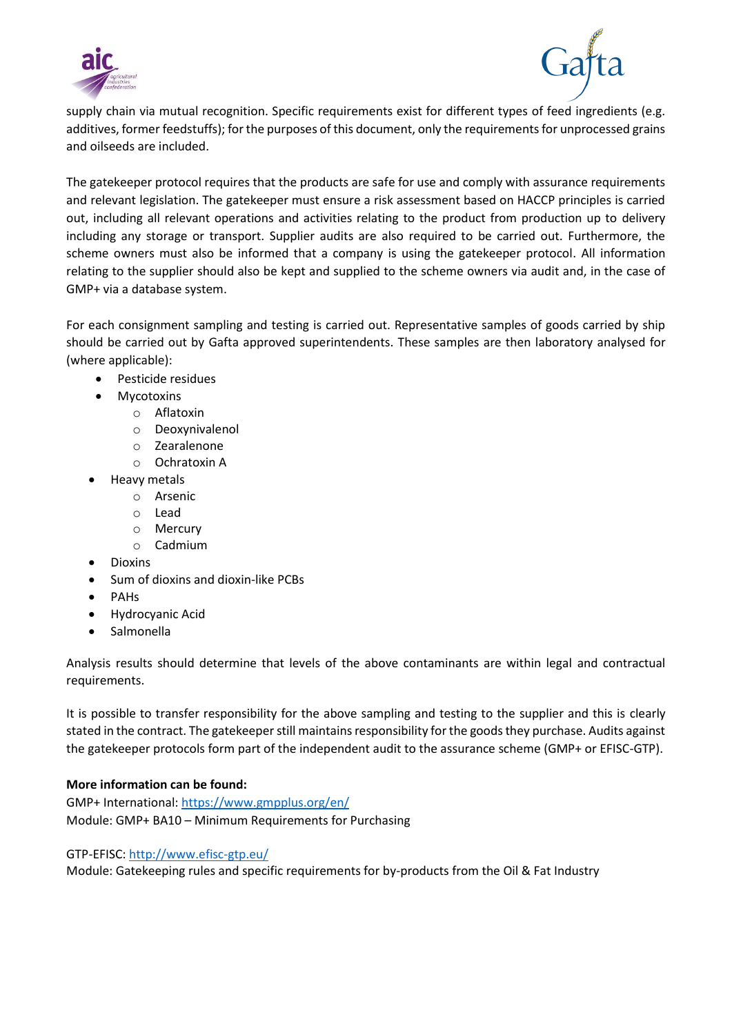supply chain via mutual recognition. Specific requirements exist for different types of feed ingredients (e.g. additives, former feedstuffs); for the purposes of this document, only the requirements for unprocessed grains and oilseeds are included.

The gatekeeper protocol requires that the products are safe for use and comply with assurance requirements and relevant legislation. The gatekeeper must ensure a risk assessment based on HACCP principles is carried out, including all relevant operations and activities relating to the product from production up to delivery including any storage or transport. Supplier audits are also required to be carried out. Furthermore, the scheme owners must also be informed that a company is using the gatekeeper protocol. All information relating to the supplier should also be kept and supplied to the scheme owners via audit and, in the case of GMP+ via a database system.

For each consignment sampling and testing is carried out. Representative samples of goods carried by ship should be carried out by Gafta approved superintendents. These samples are then laboratory analysed for (where applicable):

- Pesticide residues
- Mycotoxins
  - Aflatoxin
  - Deoxynivalenol
  - Zearalenone
  - Ochratoxin A
- Heavy metals
  - Arsenic
  - Lead
  - Mercury
  - Cadmium
- Dioxins
- Sum of dioxins and dioxin-like PCBs
- PAHs
- Hydrocyanic Acid
- Salmonella

Analysis results should determine that levels of the above contaminants are within legal and contractual requirements.

It is possible to transfer responsibility for the above sampling and testing to the supplier and this is clearly stated in the contract. The gatekeeper still maintains responsibility for the goods they purchase. Audits against the gatekeeper protocols form part of the independent audit to the assurance scheme (GMP+ or EFISC-GTP).

**More information can be found:**
GMP+ International: https://www.gmpplus.org/en/
Module: GMP+ BA10 – Minimum Requirements for Purchasing

GTP-EFISC: http://www.efisc-gtp.eu/
Module: Gatekeeping rules and specific requirements for by-products from the Oil & Fat Industry